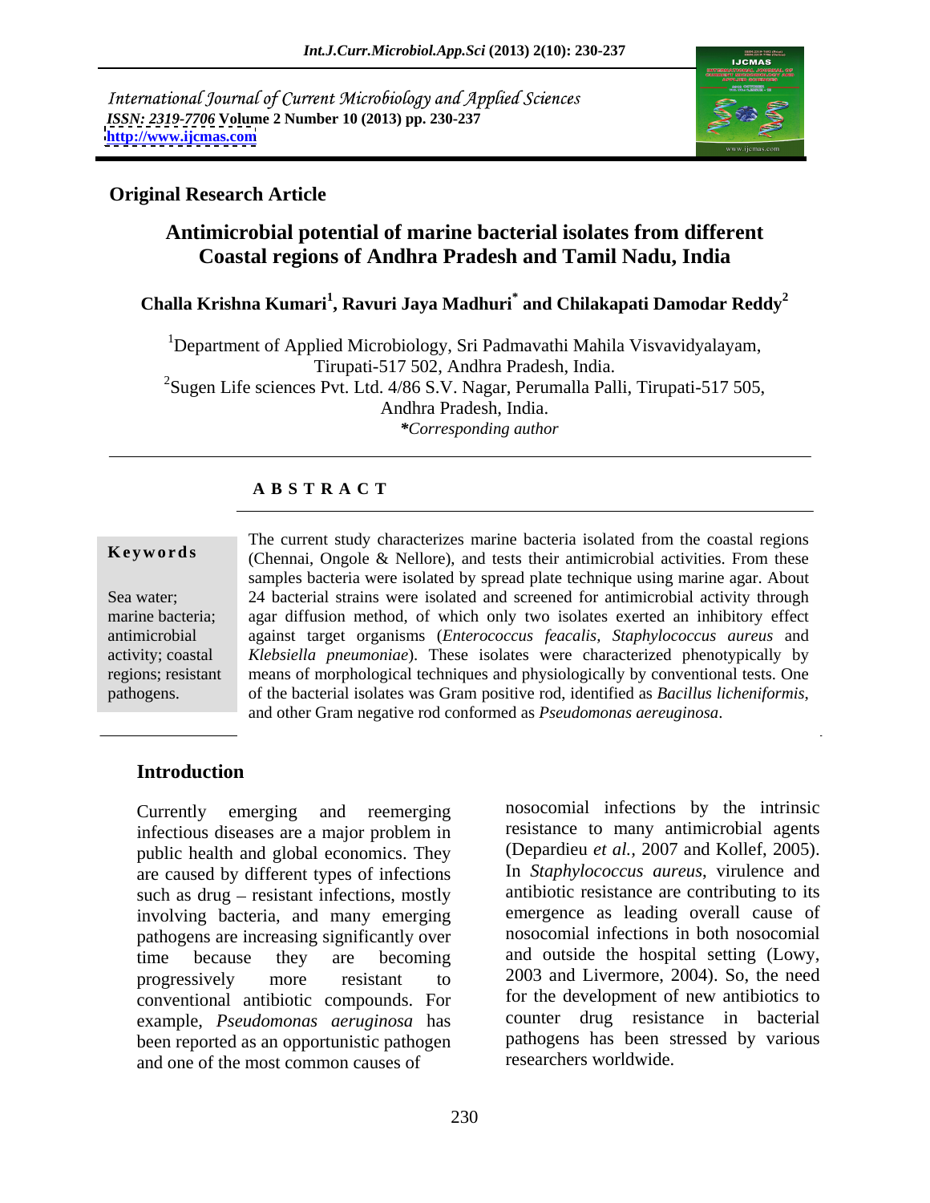International Journal of Current Microbiology and Applied Sciences
*ISSN: 2319-7706* **Volume 2 Number 10 (2013) pp. 230-237**
**http://www.ijcmas.com**

**Original Research Article**

# Antimicrobial potential of marine bacterial isolates from different Coastal regions of Andhra Pradesh and Tamil Nadu, India

**Challa Krishna Kumari[1], Ravuri Jaya Madhuri* and Chilakapati Damodar Reddy[2]**

[1]Department of Applied Microbiology, Sri Padmavathi Mahila Visvavidyalayam, Tirupati-517 502, Andhra Pradesh, India.
[2]Sugen Life sciences Pvt. Ltd. 4/86 S.V. Nagar, Perumalla Palli, Tirupati-517 505, Andhra Pradesh, India.
*\*Corresponding author*

## A B S T R A C T

**Keywords**

Sea water; marine bacteria; antimicrobial activity; coastal regions; resistant pathogens.

The current study characterizes marine bacteria isolated from the coastal regions (Chennai, Ongole & Nellore), and tests their antimicrobial activities. From these samples bacteria were isolated by spread plate technique using marine agar. About 24 bacterial strains were isolated and screened for antimicrobial activity through agar diffusion method, of which only two isolates exerted an inhibitory effect against target organisms (*Enterococcus feacalis, Staphylococcus aureus* and *Klebsiella pneumoniae*). These isolates were characterized phenotypically by means of morphological techniques and physiologically by conventional tests. One of the bacterial isolates was Gram positive rod, identified as *Bacillus licheniformis*, and other Gram negative rod conformed as *Pseudomonas aereuginosa*.

## Introduction

Currently emerging and reemerging infectious diseases are a major problem in public health and global economics. They are caused by different types of infections such as drug – resistant infections, mostly involving bacteria, and many emerging pathogens are increasing significantly over time because they are becoming progressively more resistant to conventional antibiotic compounds. For example, *Pseudomonas aeruginosa* has been reported as an opportunistic pathogen and one of the most common causes of nosocomial infections by the intrinsic resistance to many antimicrobial agents (Depardieu *et al.,* 2007 and Kollef, 2005). In *Staphylococcus aureus*, virulence and antibiotic resistance are contributing to its emergence as leading overall cause of nosocomial infections in both nosocomial and outside the hospital setting (Lowy, 2003 and Livermore, 2004). So, the need for the development of new antibiotics to counter drug resistance in bacterial pathogens has been stressed by various researchers worldwide.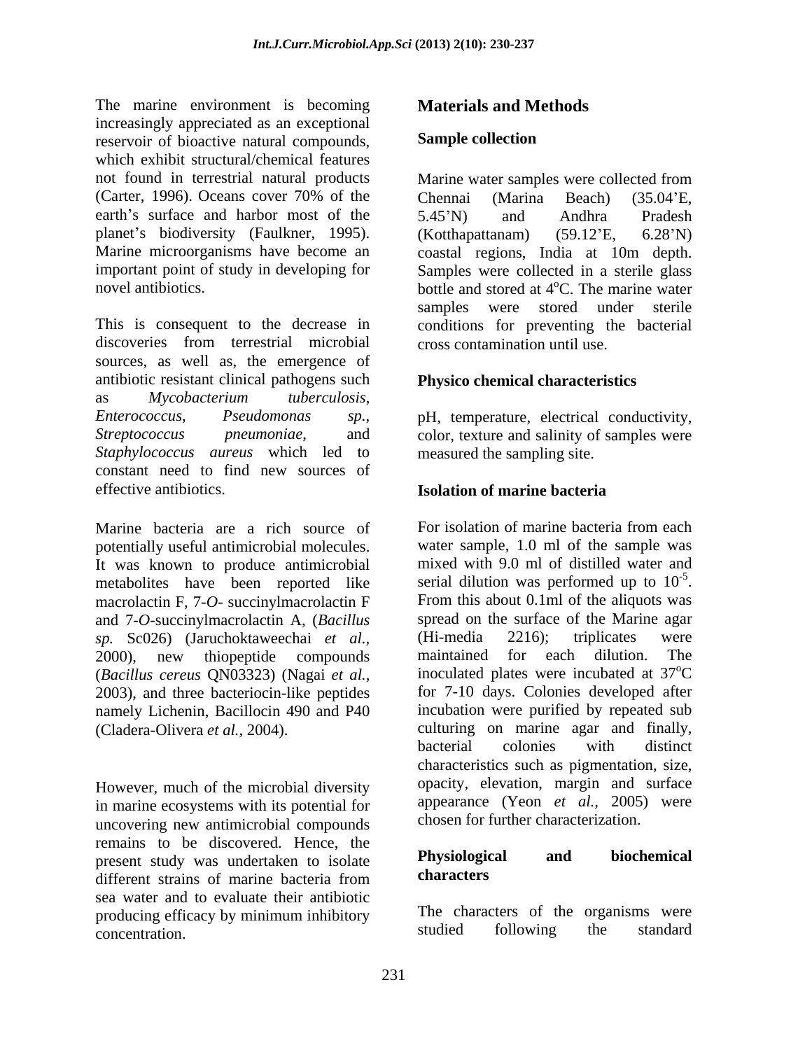The marine environment is becoming increasingly appreciated as an exceptional reservoir of bioactive natural compounds, which exhibit structural/chemical features not found in terrestrial natural products (Carter, 1996). Oceans cover 70% of the earth's surface and harbor most of the planet's biodiversity (Faulkner, 1995). Marine microorganisms have become an important point of study in developing for novel antibiotics.

This is consequent to the decrease in discoveries from terrestrial microbial sources, as well as, the emergence of antibiotic resistant clinical pathogens such as *Mycobacterium tuberculosis*, *Enterococcus*, *Pseudomonas sp.*, *Streptococcus pneumoniae*, and *Staphylococcus aureus* which led to constant need to find new sources of effective antibiotics.

Marine bacteria are a rich source of potentially useful antimicrobial molecules. It was known to produce antimicrobial metabolites have been reported like macrolactin F, 7-*O*- succinylmacrolactin F and 7-*O*-succinylmacrolactin A, (*Bacillus sp.* Sc026) (Jaruchoktaweechai *et al.,* 2000), new thiopeptide compounds (*Bacillus cereus* QN03323) (Nagai *et al.,* 2003), and three bacteriocin-like peptides namely Lichenin, Bacillocin 490 and P40 (Cladera-Olivera *et al.,* 2004).

However, much of the microbial diversity in marine ecosystems with its potential for uncovering new antimicrobial compounds remains to be discovered. Hence, the present study was undertaken to isolate different strains of marine bacteria from sea water and to evaluate their antibiotic producing efficacy by minimum inhibitory concentration.

## Materials and Methods

### Sample collection

Marine water samples were collected from Chennai (Marina Beach) (35.04'E, 5.45'N) and Andhra Pradesh (Kotthapattanam) (59.12'E, 6.28'N) coastal regions, India at 10m depth. Samples were collected in a sterile glass bottle and stored at 4°C. The marine water samples were stored under sterile conditions for preventing the bacterial cross contamination until use.

### Physico chemical characteristics

pH, temperature, electrical conductivity, color, texture and salinity of samples were measured the sampling site.

### Isolation of marine bacteria

For isolation of marine bacteria from each water sample, 1.0 ml of the sample was mixed with 9.0 ml of distilled water and serial dilution was performed up to $10^{-5}$. From this about 0.1ml of the aliquots was spread on the surface of the Marine agar (Hi-media 2216); triplicates were maintained for each dilution. The inoculated plates were incubated at 37°C for 7-10 days. Colonies developed after incubation were purified by repeated sub culturing on marine agar and finally, bacterial colonies with distinct characteristics such as pigmentation, size, opacity, elevation, margin and surface appearance (Yeon *et al.,* 2005) were chosen for further characterization.

### Physiological and biochemical characters

The characters of the organisms were studied following the standard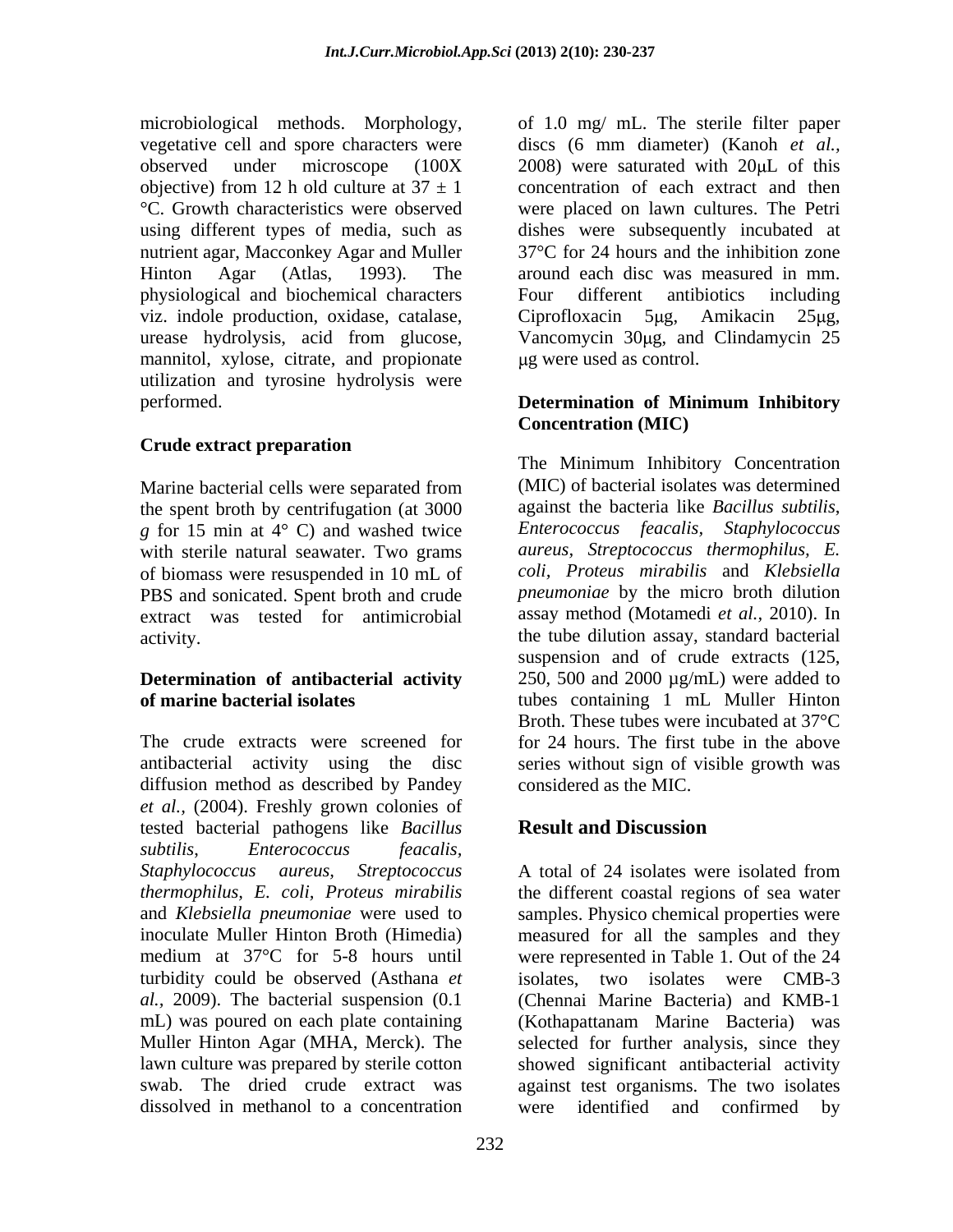microbiological methods. Morphology, vegetative cell and spore characters were observed under microscope (100X objective) from 12 h old culture at 37 ± 1 °C. Growth characteristics were observed using different types of media, such as nutrient agar, Macconkey Agar and Muller Hinton Agar (Atlas, 1993). The physiological and biochemical characters viz. indole production, oxidase, catalase, urease hydrolysis, acid from glucose, mannitol, xylose, citrate, and propionate utilization and tyrosine hydrolysis were performed.

### Crude extract preparation

Marine bacterial cells were separated from the spent broth by centrifugation (at 3000 *g* for 15 min at 4° C) and washed twice with sterile natural seawater. Two grams of biomass were resuspended in 10 mL of PBS and sonicated. Spent broth and crude extract was tested for antimicrobial activity.

### Determination of antibacterial activity of marine bacterial isolates

The crude extracts were screened for antibacterial activity using the disc diffusion method as described by Pandey *et al.,* (2004). Freshly grown colonies of tested bacterial pathogens like *Bacillus subtilis, Enterococcus feacalis, Staphylococcus aureus, Streptococcus thermophilus, E. coli, Proteus mirabilis* and *Klebsiella pneumoniae* were used to inoculate Muller Hinton Broth (Himedia) medium at 37°C for 5-8 hours until turbidity could be observed (Asthana *et al.,* 2009). The bacterial suspension (0.1 mL) was poured on each plate containing Muller Hinton Agar (MHA, Merck). The lawn culture was prepared by sterile cotton swab. The dried crude extract was dissolved in methanol to a concentration of 1.0 mg/ mL. The sterile filter paper discs (6 mm diameter) (Kanoh *et al.,* 2008) were saturated with 20μL of this concentration of each extract and then were placed on lawn cultures. The Petri dishes were subsequently incubated at 37°C for 24 hours and the inhibition zone around each disc was measured in mm. Four different antibiotics including Ciprofloxacin 5μg, Amikacin 25μg, Vancomycin 30μg, and Clindamycin 25 μg were used as control.

### Determination of Minimum Inhibitory Concentration (MIC)

The Minimum Inhibitory Concentration (MIC) of bacterial isolates was determined against the bacteria like *Bacillus subtilis, Enterococcus feacalis, Staphylococcus aureus, Streptococcus thermophilus, E. coli, Proteus mirabilis* and *Klebsiella pneumoniae* by the micro broth dilution assay method (Motamedi *et al.,* 2010). In the tube dilution assay, standard bacterial suspension and of crude extracts (125, 250, 500 and 2000 µg/mL) were added to tubes containing 1 mL Muller Hinton Broth. These tubes were incubated at 37°C for 24 hours. The first tube in the above series without sign of visible growth was considered as the MIC.

## Result and Discussion

A total of 24 isolates were isolated from the different coastal regions of sea water samples. Physico chemical properties were measured for all the samples and they were represented in Table 1. Out of the 24 isolates, two isolates were CMB-3 (Chennai Marine Bacteria) and KMB-1 (Kothapattanam Marine Bacteria) was selected for further analysis, since they showed significant antibacterial activity against test organisms. The two isolates were identified and confirmed by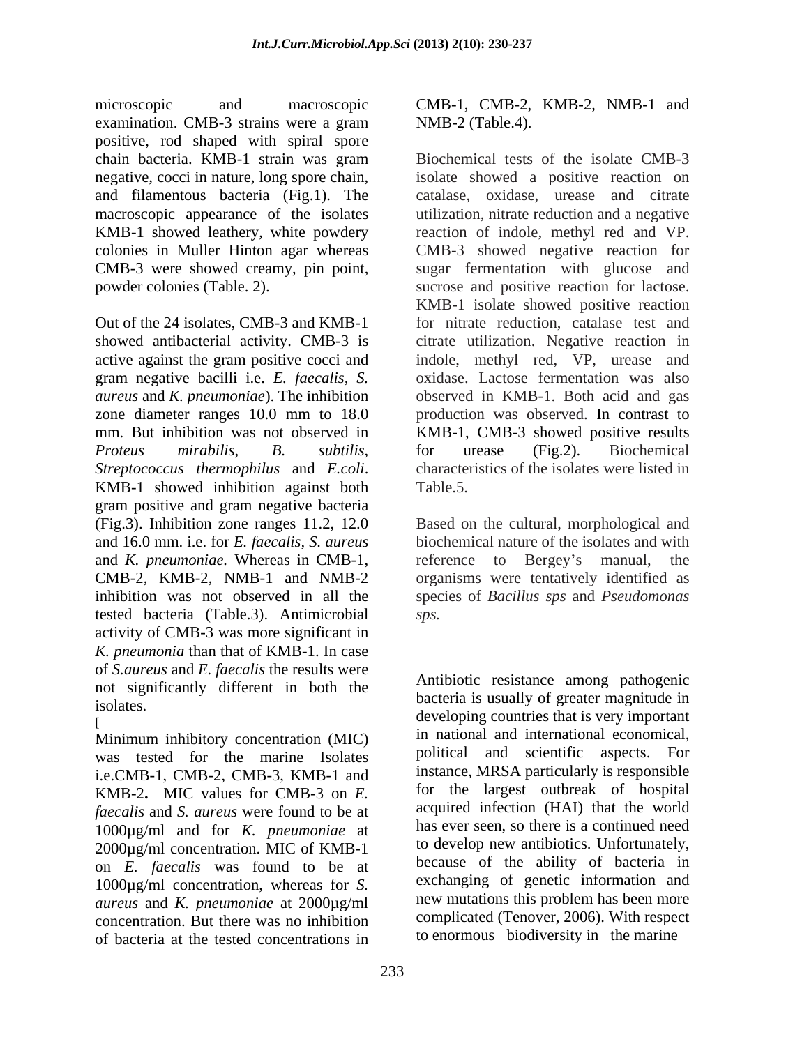microscopic and macroscopic examination. CMB-3 strains were a gram positive, rod shaped with spiral spore chain bacteria. KMB-1 strain was gram negative, cocci in nature, long spore chain, and filamentous bacteria (Fig.1). The macroscopic appearance of the isolates KMB-1 showed leathery, white powdery colonies in Muller Hinton agar whereas CMB-3 were showed creamy, pin point, powder colonies (Table. 2).

Out of the 24 isolates, CMB-3 and KMB-1 showed antibacterial activity. CMB-3 is active against the gram positive cocci and gram negative bacilli i.e. *E. faecalis, S. aureus* and *K. pneumoniae*). The inhibition zone diameter ranges 10.0 mm to 18.0 mm. But inhibition was not observed in *Proteus mirabilis*, *B. subtilis*, *Streptococcus thermophilus* and *E.coli*. KMB-1 showed inhibition against both gram positive and gram negative bacteria (Fig.3). Inhibition zone ranges 11.2, 12.0 and 16.0 mm. i.e. for *E. faecalis, S. aureus* and *K. pneumoniae.* Whereas in CMB-1, CMB-2, KMB-2, NMB-1 and NMB-2 inhibition was not observed in all the tested bacteria (Table.3). Antimicrobial activity of CMB-3 was more significant in *K. pneumonia* than that of KMB-1. In case of *S.aureus* and *E. faecalis* the results were not significantly different in both the isolates.

[

Minimum inhibitory concentration (MIC) was tested for the marine Isolates i.e.CMB-1, CMB-2, CMB-3, KMB-1 and KMB-2**.** MIC values for CMB-3 on *E. faecalis* and *S. aureus* were found to be at 1000µg/ml and for *K. pneumoniae* at 2000µg/ml concentration. MIC of KMB-1 on *E. faecalis* was found to be at 1000µg/ml concentration, whereas for *S. aureus* and *K. pneumoniae* at 2000µg/ml concentration. But there was no inhibition of bacteria at the tested concentrations in CMB-1, CMB-2, KMB-2, NMB-1 and NMB-2 (Table.4).

Biochemical tests of the isolate CMB-3 isolate showed a positive reaction on catalase, oxidase, urease and citrate utilization, nitrate reduction and a negative reaction of indole, methyl red and VP. CMB-3 showed negative reaction for sugar fermentation with glucose and sucrose and positive reaction for lactose. KMB-1 isolate showed positive reaction for nitrate reduction, catalase test and citrate utilization. Negative reaction in indole, methyl red, VP, urease and oxidase. Lactose fermentation was also observed in KMB-1. Both acid and gas production was observed. In contrast to KMB-1, CMB-3 showed positive results for urease (Fig.2). Biochemical characteristics of the isolates were listed in Table.5.

Based on the cultural, morphological and biochemical nature of the isolates and with reference to Bergey's manual, the organisms were tentatively identified as species of *Bacillus sps* and *Pseudomonas sps.*

Antibiotic resistance among pathogenic bacteria is usually of greater magnitude in developing countries that is very important in national and international economical, political and scientific aspects. For instance, MRSA particularly is responsible for the largest outbreak of hospital acquired infection (HAI) that the world has ever seen, so there is a continued need to develop new antibiotics. Unfortunately, because of the ability of bacteria in exchanging of genetic information and new mutations this problem has been more complicated (Tenover, 2006). With respect to enormous biodiversity in the marine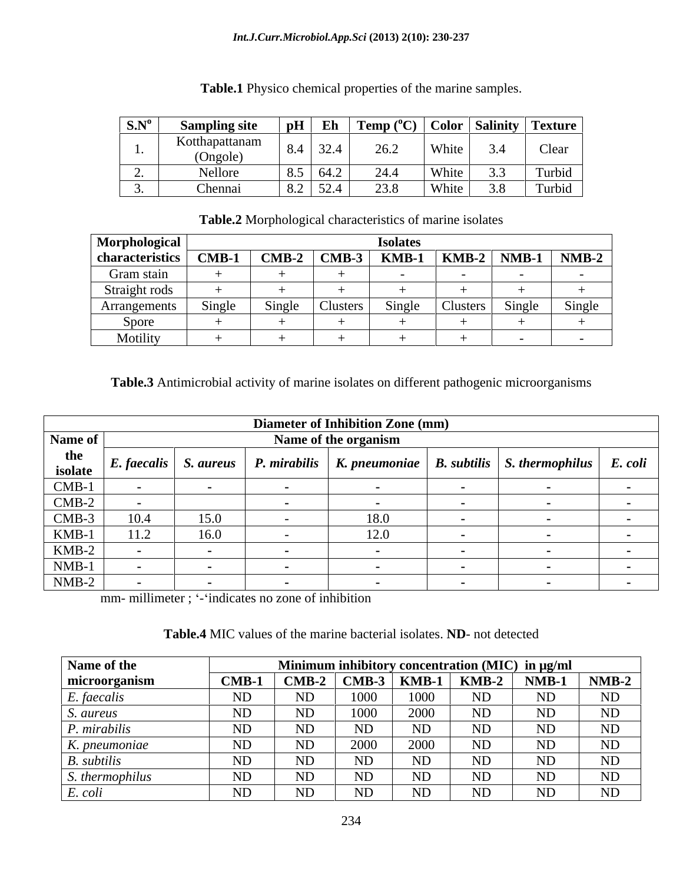**Table.1** Physico chemical properties of the marine samples.

| S.N$^{o}$ | Sampling site | pH | Eh | Temp ($^{o}$C) | Color | Salinity | Texture |
|---|---|---|---|---|---|---|---|
| 1. | Kotthapattanam (Ongole) | 8.4 | 32.4 | 26.2 | White | 3.4 | Clear |
| 2. | Nellore | 8.5 | 64.2 | 24.4 | White | 3.3 | Turbid |
| 3. | Chennai | 8.2 | 52.4 | 23.8 | White | 3.8 | Turbid |

**Table.2** Morphological characteristics of marine isolates

| Morphological characteristics | Isolates | | | | | | |
|---|---|---|---|---|---|---|---|
| | CMB-1 | CMB-2 | CMB-3 | KMB-1 | KMB-2 | NMB-1 | NMB-2 |
| Gram stain | + | + | + | - | - | - | - |
| Straight rods | + | + | + | + | + | + | + |
| Arrangements | Single | Single | Clusters | Single | Clusters | Single | Single |
| Spore | + | + | + | + | + | + | + |
| Motility | + | + | + | + | + | - | - |

**Table.3** Antimicrobial activity of marine isolates on different pathogenic microorganisms

| Name of the isolate | Diameter of Inhibition Zone (mm) | | | | | | |
|---|---|---|---|---|---|---|---|
| | Name of the organism | | | | | | |
| | *E. faecalis* | *S. aureus* | *P. mirabilis* | *K. pneumoniae* | *B. subtilis* | *S. thermophilus* | *E. coli* |
| CMB-1 | - | - | - | - | - | - | - |
| CMB-2 | - | | - | - | - | - | - |
| CMB-3 | 10.4 | 15.0 | - | 18.0 | - | - | - |
| KMB-1 | 11.2 | 16.0 | - | 12.0 | - | - | - |
| KMB-2 | - | - | - | - | - | - | - |
| NMB-1 | - | - | - | - | - | - | - |
| NMB-2 | - | - | - | - | - | - | - |

mm- millimeter ; '-'indicates no zone of inhibition

**Table.4** MIC values of the marine bacterial isolates. **ND**- not detected

| Name of the microorganism | Minimum inhibitory concentration (MIC) in µg/ml | | | | | | |
|---|---|---|---|---|---|---|---|
| | CMB-1 | CMB-2 | CMB-3 | KMB-1 | KMB-2 | NMB-1 | NMB-2 |
| *E. faecalis* | ND | ND | 1000 | 1000 | ND | ND | ND |
| *S. aureus* | ND | ND | 1000 | 2000 | ND | ND | ND |
| *P. mirabilis* | ND | ND | ND | ND | ND | ND | ND |
| *K. pneumoniae* | ND | ND | 2000 | 2000 | ND | ND | ND |
| *B. subtilis* | ND | ND | ND | ND | ND | ND | ND |
| *S. thermophilus* | ND | ND | ND | ND | ND | ND | ND |
| *E. coli* | ND | ND | ND | ND | ND | ND | ND |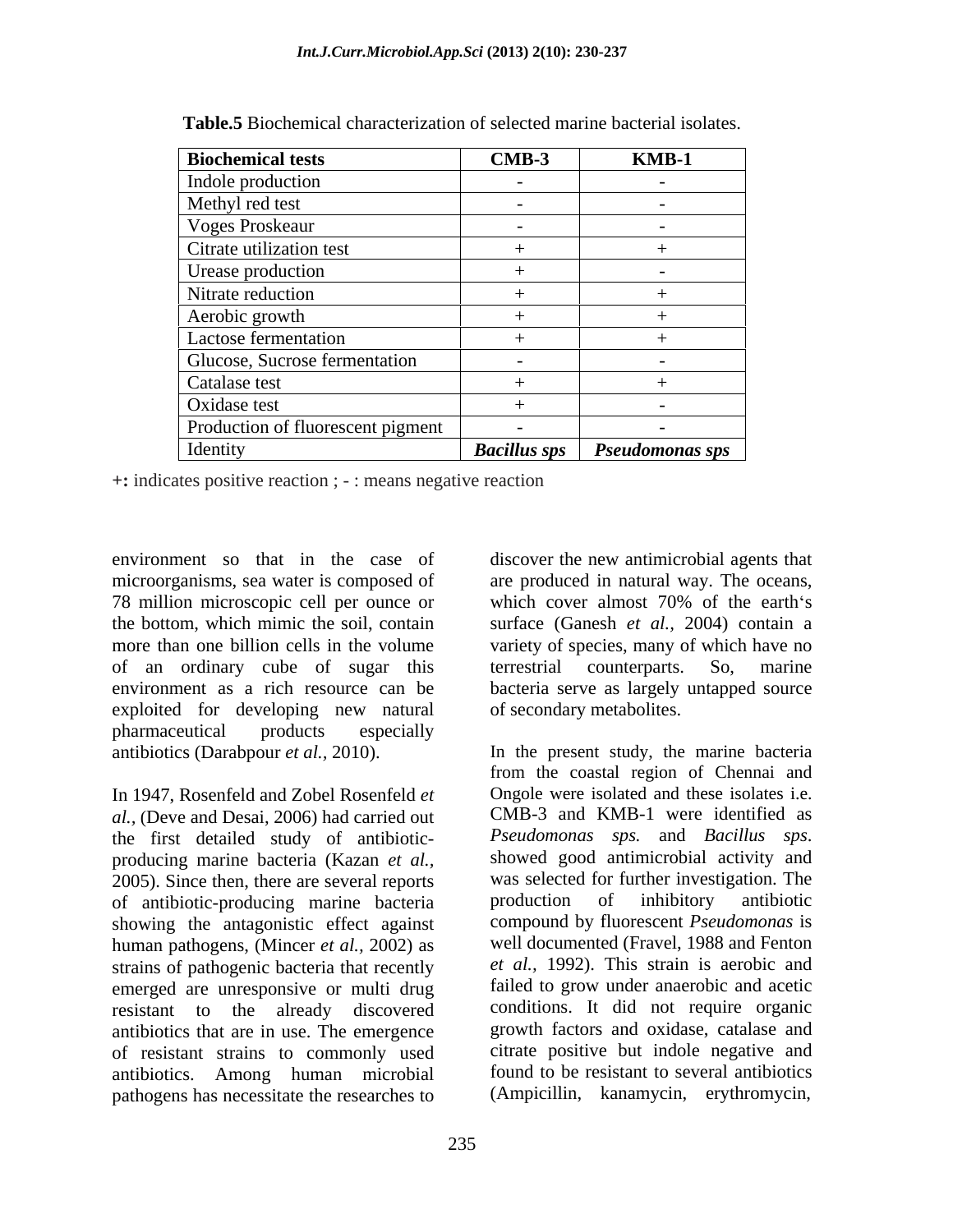**Table.5** Biochemical characterization of selected marine bacterial isolates.

| Biochemical tests | CMB-3 | KMB-1 |
|---|---|---|
| Indole production | - | - |
| Methyl red test | - | - |
| Voges Proskeaur | - | - |
| Citrate utilization test | + | + |
| Urease production | + | - |
| Nitrate reduction | + | + |
| Aerobic growth | + | + |
| Lactose fermentation | + | + |
| Glucose, Sucrose fermentation | - | - |
| Catalase test | + | + |
| Oxidase test | + | - |
| Production of fluorescent pigment | - | - |
| Identity | *Bacillus sps* | *Pseudomonas sps* |

**+:** indicates positive reaction ; - : means negative reaction

environment so that in the case of microorganisms, sea water is composed of 78 million microscopic cell per ounce or the bottom, which mimic the soil, contain more than one billion cells in the volume of an ordinary cube of sugar this environment as a rich resource can be exploited for developing new natural pharmaceutical products especially antibiotics (Darabpour *et al.,* 2010).

In 1947, Rosenfeld and Zobel Rosenfeld *et al.,* (Deve and Desai, 2006) had carried out the first detailed study of antibiotic-producing marine bacteria (Kazan *et al.,* 2005). Since then, there are several reports of antibiotic-producing marine bacteria showing the antagonistic effect against human pathogens, (Mincer *et al.,* 2002) as strains of pathogenic bacteria that recently emerged are unresponsive or multi drug resistant to the already discovered antibiotics that are in use. The emergence of resistant strains to commonly used antibiotics. Among human microbial pathogens has necessitate the researches to discover the new antimicrobial agents that are produced in natural way. The oceans, which cover almost 70% of the earth's surface (Ganesh *et al.,* 2004) contain a variety of species, many of which have no terrestrial counterparts. So, marine bacteria serve as largely untapped source of secondary metabolites.

In the present study, the marine bacteria from the coastal region of Chennai and Ongole were isolated and these isolates i.e. CMB-3 and KMB-1 were identified as *Pseudomonas sps.* and *Bacillus sps*. showed good antimicrobial activity and was selected for further investigation. The production of inhibitory antibiotic compound by fluorescent *Pseudomonas* is well documented (Fravel, 1988 and Fenton *et al.,* 1992). This strain is aerobic and failed to grow under anaerobic and acetic conditions. It did not require organic growth factors and oxidase, catalase and citrate positive but indole negative and found to be resistant to several antibiotics (Ampicillin, kanamycin, erythromycin,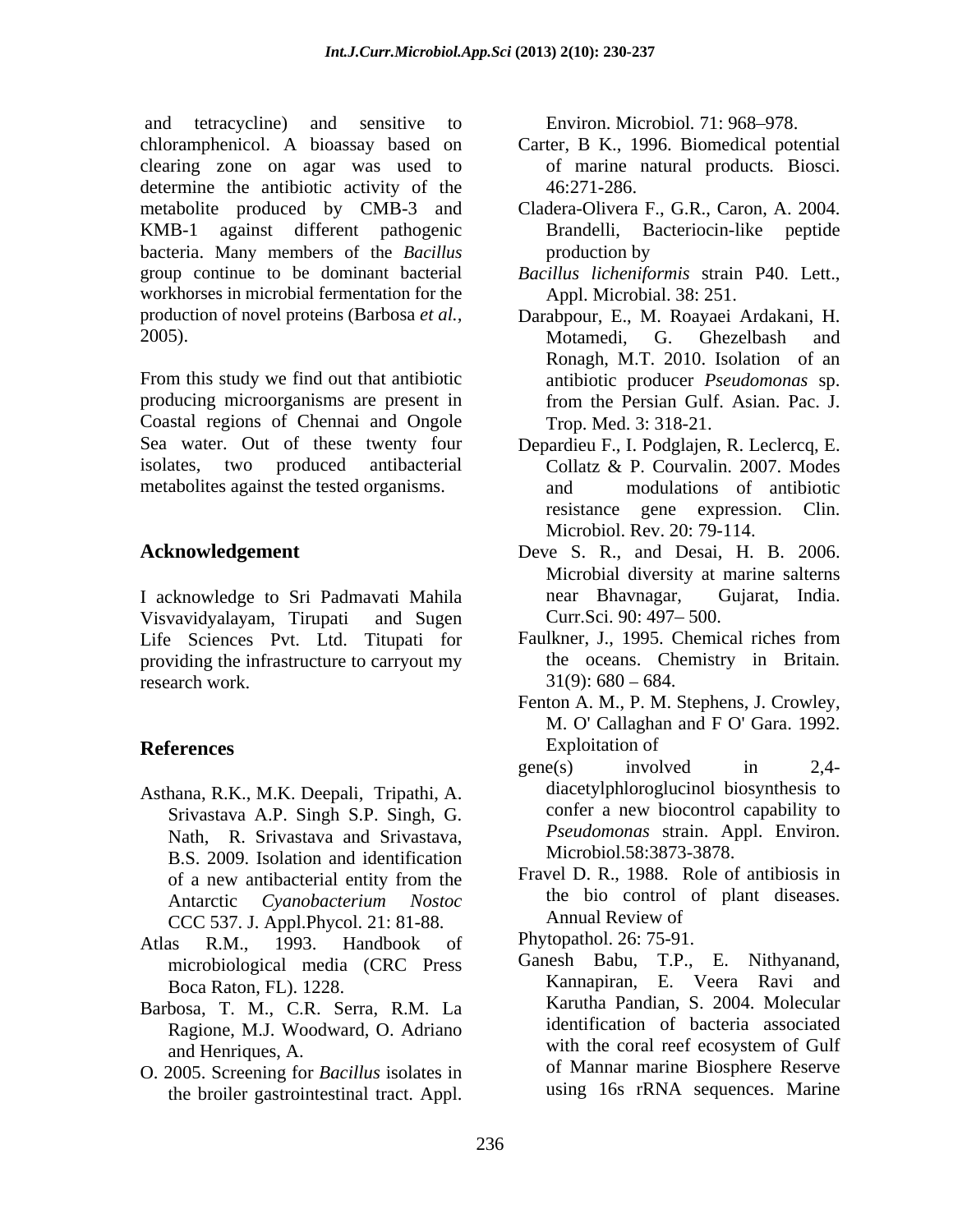and tetracycline) and sensitive to chloramphenicol. A bioassay based on clearing zone on agar was used to determine the antibiotic activity of the metabolite produced by CMB-3 and KMB-1 against different pathogenic bacteria. Many members of the *Bacillus* group continue to be dominant bacterial workhorses in microbial fermentation for the production of novel proteins (Barbosa *et al.*, 2005).

From this study we find out that antibiotic producing microorganisms are present in Coastal regions of Chennai and Ongole Sea water. Out of these twenty four isolates, two produced antibacterial metabolites against the tested organisms.

## Acknowledgement

I acknowledge to Sri Padmavati Mahila Visvavidyalayam, Tirupati and Sugen Life Sciences Pvt. Ltd. Titupati for providing the infrastructure to carryout my research work.

## References

Asthana, R.K., M.K. Deepali, Tripathi, A. Srivastava A.P. Singh S.P. Singh, G. Nath, R. Srivastava and Srivastava, B.S. 2009. Isolation and identification of a new antibacterial entity from the Antarctic *Cyanobacterium Nostoc* CCC 537. J. Appl.Phycol. 21: 81-88.

Atlas R.M., 1993. Handbook of microbiological media (CRC Press Boca Raton, FL). 1228.

Barbosa, T. M., C.R. Serra, R.M. La Ragione, M.J. Woodward, O. Adriano and Henriques, A. O. 2005. Screening for *Bacillus* isolates in the broiler gastrointestinal tract. Appl. Environ. Microbiol. 71: 968–978.

Carter, B K., 1996. Biomedical potential of marine natural products. Biosci. 46:271-286.

Cladera-Olivera F., G.R., Caron, A. 2004. Brandelli, Bacteriocin-like peptide production by *Bacillus licheniformis* strain P40. Lett., Appl. Microbial. 38: 251.

Darabpour, E., M. Roayaei Ardakani, H. Motamedi, G. Ghezelbash and Ronagh, M.T. 2010. Isolation of an antibiotic producer *Pseudomonas* sp. from the Persian Gulf. Asian. Pac. J. Trop. Med. 3: 318-21.

Depardieu F., I. Podglajen, R. Leclercq, E. Collatz & P. Courvalin. 2007. Modes and modulations of antibiotic resistance gene expression. Clin. Microbiol. Rev. 20: 79-114.

Deve S. R., and Desai, H. B. 2006. Microbial diversity at marine salterns near Bhavnagar, Gujarat, India. Curr.Sci. 90: 497– 500.

Faulkner, J., 1995. Chemical riches from the oceans. Chemistry in Britain. 31(9): 680 – 684.

Fenton A. M., P. M. Stephens, J. Crowley, M. O' Callaghan and F O' Gara. 1992. Exploitation of gene(s) involved in 2,4-diacetylphloroglucinol biosynthesis to confer a new biocontrol capability to *Pseudomonas* strain. Appl. Environ. Microbiol.58:3873-3878.

Fravel D. R., 1988. Role of antibiosis in the bio control of plant diseases. Annual Review of Phytopathol. 26: 75-91.

Ganesh Babu, T.P., E. Nithyanand, Kannapiran, E. Veera Ravi and Karutha Pandian, S. 2004. Molecular identification of bacteria associated with the coral reef ecosystem of Gulf of Mannar marine Biosphere Reserve using 16s rRNA sequences. Marine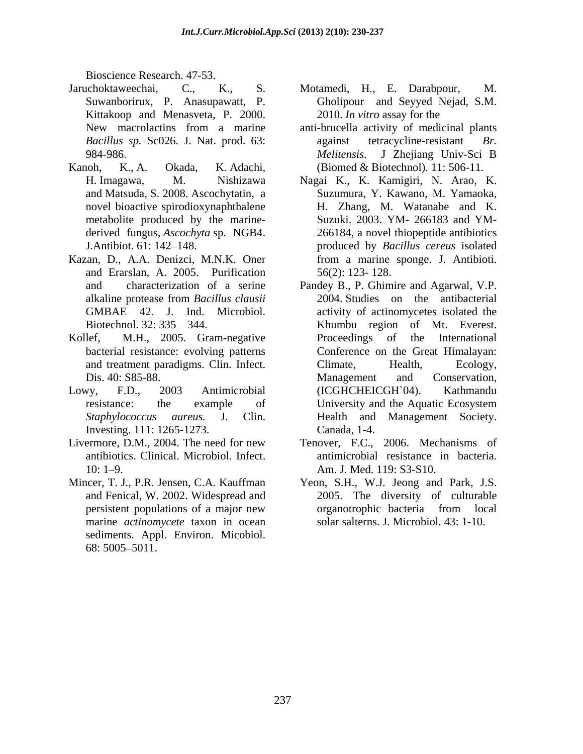Bioscience Research. 47-53.

Jaruchoktaweechai, C., K., S. Suwanborirux, P. Anasupawatt, P. Kittakoop and Menasveta, P. 2000. New macrolactins from a marine *Bacillus sp.* Sc026. J. Nat. prod. 63: 984-986.

Kanoh, K., A. Okada, K. Adachi, H. Imagawa, M. Nishizawa and Matsuda, S. 2008. Ascochytatin, a novel bioactive spirodioxynaphthalene metabolite produced by the marine-derived fungus, *Ascochyta* sp. NGB4. J.Antibiot. 61: 142–148.

Kazan, D., A.A. Denizci, M.N.K. Oner and Erarslan, A. 2005. Purification and characterization of a serine alkaline protease from *Bacillus clausii* GMBAE 42. J. Ind. Microbiol. Biotechnol. 32: 335 – 344.

Kollef, M.H., 2005. Gram-negative bacterial resistance: evolving patterns and treatment paradigms. Clin. Infect. Dis. 40: S85-88.

Lowy, F.D., 2003 Antimicrobial resistance: the example of *Staphylococcus aureus.* J. Clin. Investing. 111: 1265-1273.

Livermore, D.M., 2004. The need for new antibiotics. Clinical. Microbiol. Infect. 10: 1–9.

Mincer, T. J., P.R. Jensen, C.A. Kauffman and Fenical, W. 2002. Widespread and persistent populations of a major new marine *actinomycete* taxon in ocean sediments. Appl. Environ. Micobiol. 68: 5005–5011.

Motamedi, H., E. Darabpour, M. Gholipour and Seyyed Nejad, S.M. 2010. *In vitro* assay for the anti-brucella activity of medicinal plants against tetracycline-resistant *Br. Melitensis*. J Zhejiang Univ-Sci B (Biomed & Biotechnol). 11: 506-11.

Nagai K., K. Kamigiri, N. Arao, K. Suzumura, Y. Kawano, M. Yamaoka, H. Zhang, M. Watanabe and K. Suzuki. 2003. YM- 266183 and YM-266184, a novel thiopeptide antibiotics produced by *Bacillus cereus* isolated from a marine sponge. J. Antibioti. 56(2): 123- 128.

Pandey B., P. Ghimire and Agarwal, V.P. 2004. Studies on the antibacterial activity of actinomycetes isolated the Khumbu region of Mt. Everest. Proceedings of the International Conference on the Great Himalayan: Climate, Health, Ecology, Management and Conservation, (ICGHCHEICGH`04). Kathmandu University and the Aquatic Ecosystem Health and Management Society. Canada, 1-4.

Tenover, F.C., 2006. Mechanisms of antimicrobial resistance in bacteria*.* Am. J. Med. 119: S3-S10.

Yeon, S.H., W.J. Jeong and Park, J.S. 2005. The diversity of culturable organotrophic bacteria from local solar salterns. J. Microbiol. 43: 1-10.